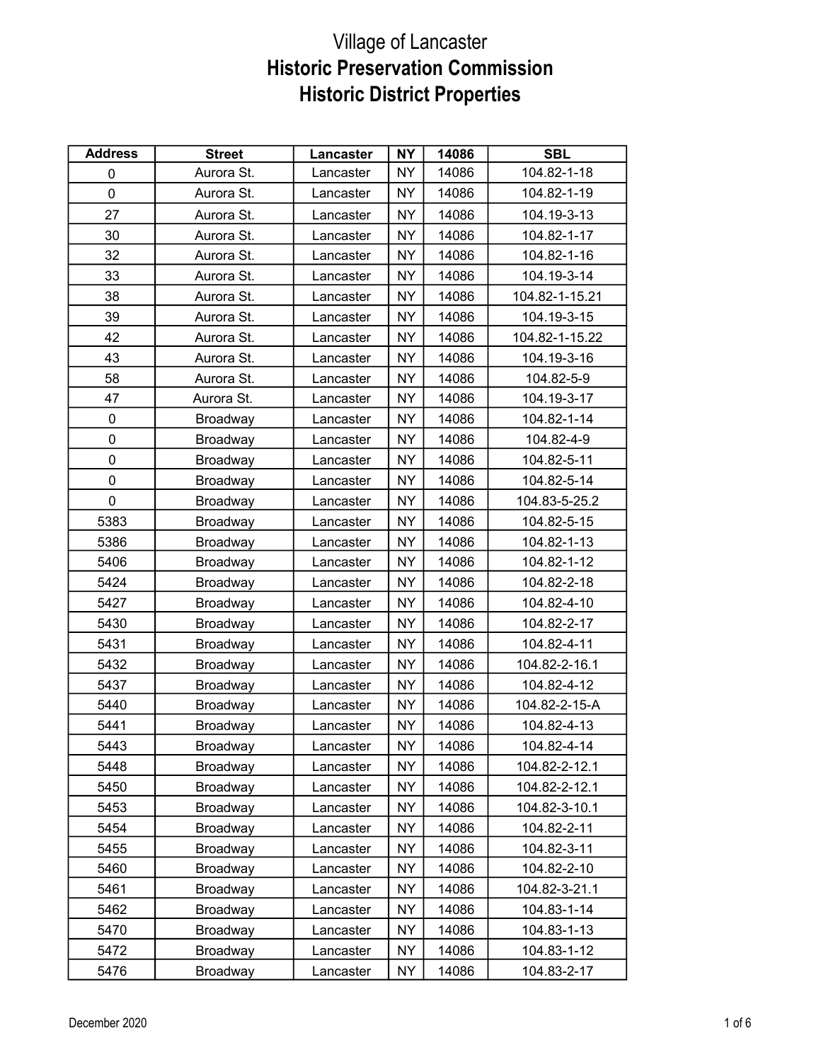# Village of Lancaster

## Historic Preservation Commission

## Historic District Properties

| Address | Street | Lancaster | NY | 14086 | SBL |
|---|---|---|---|---|---|
| 0 | Aurora St. | Lancaster | NY | 14086 | 104.82-1-18 |
| 0 | Aurora St. | Lancaster | NY | 14086 | 104.82-1-19 |
| 27 | Aurora St. | Lancaster | NY | 14086 | 104.19-3-13 |
| 30 | Aurora St. | Lancaster | NY | 14086 | 104.82-1-17 |
| 32 | Aurora St. | Lancaster | NY | 14086 | 104.82-1-16 |
| 33 | Aurora St. | Lancaster | NY | 14086 | 104.19-3-14 |
| 38 | Aurora St. | Lancaster | NY | 14086 | 104.82-1-15.21 |
| 39 | Aurora St. | Lancaster | NY | 14086 | 104.19-3-15 |
| 42 | Aurora St. | Lancaster | NY | 14086 | 104.82-1-15.22 |
| 43 | Aurora St. | Lancaster | NY | 14086 | 104.19-3-16 |
| 58 | Aurora St. | Lancaster | NY | 14086 | 104.82-5-9 |
| 47 | Aurora St. | Lancaster | NY | 14086 | 104.19-3-17 |
| 0 | Broadway | Lancaster | NY | 14086 | 104.82-1-14 |
| 0 | Broadway | Lancaster | NY | 14086 | 104.82-4-9 |
| 0 | Broadway | Lancaster | NY | 14086 | 104.82-5-11 |
| 0 | Broadway | Lancaster | NY | 14086 | 104.82-5-14 |
| 0 | Broadway | Lancaster | NY | 14086 | 104.83-5-25.2 |
| 5383 | Broadway | Lancaster | NY | 14086 | 104.82-5-15 |
| 5386 | Broadway | Lancaster | NY | 14086 | 104.82-1-13 |
| 5406 | Broadway | Lancaster | NY | 14086 | 104.82-1-12 |
| 5424 | Broadway | Lancaster | NY | 14086 | 104.82-2-18 |
| 5427 | Broadway | Lancaster | NY | 14086 | 104.82-4-10 |
| 5430 | Broadway | Lancaster | NY | 14086 | 104.82-2-17 |
| 5431 | Broadway | Lancaster | NY | 14086 | 104.82-4-11 |
| 5432 | Broadway | Lancaster | NY | 14086 | 104.82-2-16.1 |
| 5437 | Broadway | Lancaster | NY | 14086 | 104.82-4-12 |
| 5440 | Broadway | Lancaster | NY | 14086 | 104.82-2-15-A |
| 5441 | Broadway | Lancaster | NY | 14086 | 104.82-4-13 |
| 5443 | Broadway | Lancaster | NY | 14086 | 104.82-4-14 |
| 5448 | Broadway | Lancaster | NY | 14086 | 104.82-2-12.1 |
| 5450 | Broadway | Lancaster | NY | 14086 | 104.82-2-12.1 |
| 5453 | Broadway | Lancaster | NY | 14086 | 104.82-3-10.1 |
| 5454 | Broadway | Lancaster | NY | 14086 | 104.82-2-11 |
| 5455 | Broadway | Lancaster | NY | 14086 | 104.82-3-11 |
| 5460 | Broadway | Lancaster | NY | 14086 | 104.82-2-10 |
| 5461 | Broadway | Lancaster | NY | 14086 | 104.82-3-21.1 |
| 5462 | Broadway | Lancaster | NY | 14086 | 104.83-1-14 |
| 5470 | Broadway | Lancaster | NY | 14086 | 104.83-1-13 |
| 5472 | Broadway | Lancaster | NY | 14086 | 104.83-1-12 |
| 5476 | Broadway | Lancaster | NY | 14086 | 104.83-2-17 |

December 2020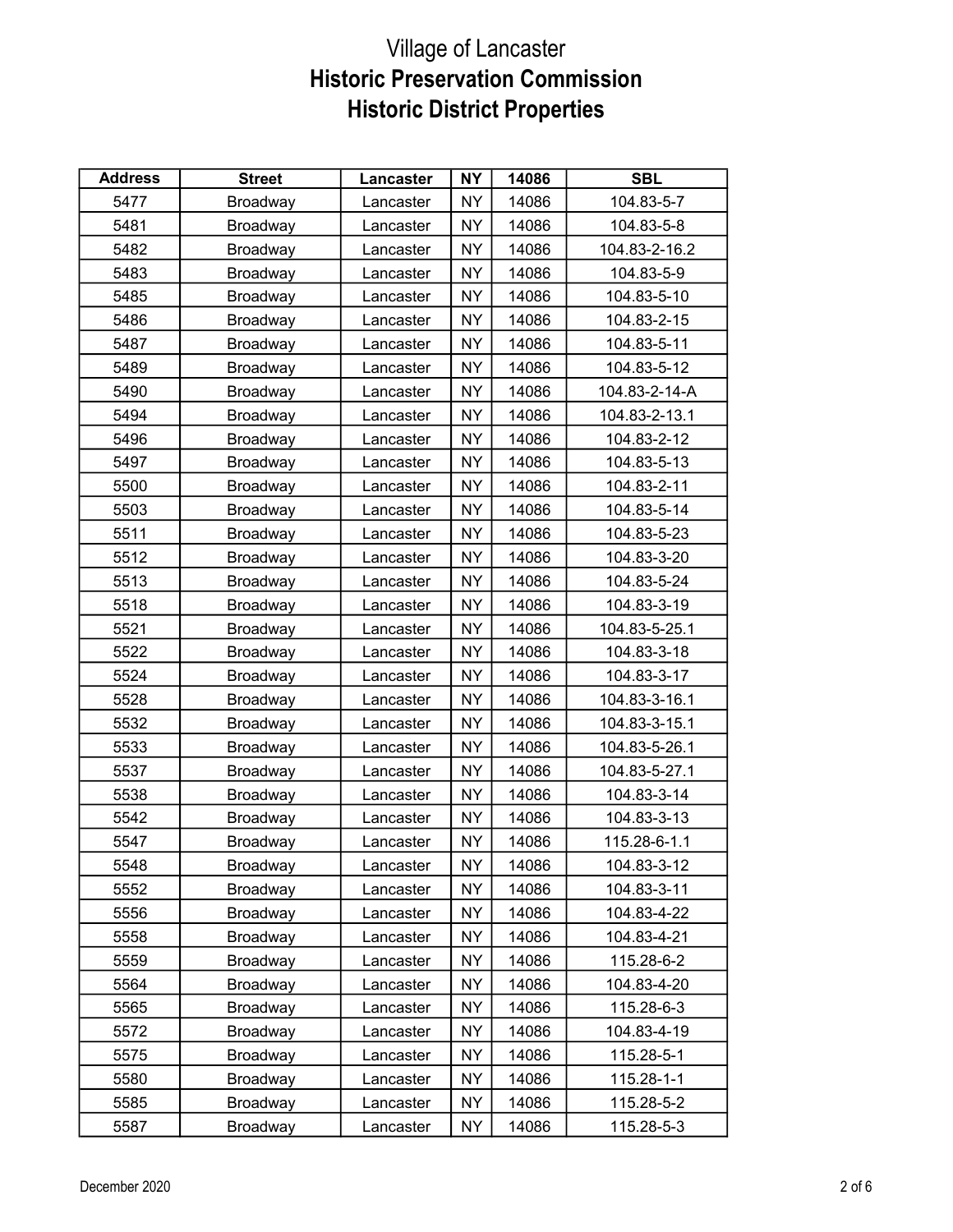# Village of Lancaster
## Historic Preservation Commission
## Historic District Properties

| Address | Street | Lancaster | NY | 14086 | SBL |
|---|---|---|---|---|---|
| 5477 | Broadway | Lancaster | NY | 14086 | 104.83-5-7 |
| 5481 | Broadway | Lancaster | NY | 14086 | 104.83-5-8 |
| 5482 | Broadway | Lancaster | NY | 14086 | 104.83-2-16.2 |
| 5483 | Broadway | Lancaster | NY | 14086 | 104.83-5-9 |
| 5485 | Broadway | Lancaster | NY | 14086 | 104.83-5-10 |
| 5486 | Broadway | Lancaster | NY | 14086 | 104.83-2-15 |
| 5487 | Broadway | Lancaster | NY | 14086 | 104.83-5-11 |
| 5489 | Broadway | Lancaster | NY | 14086 | 104.83-5-12 |
| 5490 | Broadway | Lancaster | NY | 14086 | 104.83-2-14-A |
| 5494 | Broadway | Lancaster | NY | 14086 | 104.83-2-13.1 |
| 5496 | Broadway | Lancaster | NY | 14086 | 104.83-2-12 |
| 5497 | Broadway | Lancaster | NY | 14086 | 104.83-5-13 |
| 5500 | Broadway | Lancaster | NY | 14086 | 104.83-2-11 |
| 5503 | Broadway | Lancaster | NY | 14086 | 104.83-5-14 |
| 5511 | Broadway | Lancaster | NY | 14086 | 104.83-5-23 |
| 5512 | Broadway | Lancaster | NY | 14086 | 104.83-3-20 |
| 5513 | Broadway | Lancaster | NY | 14086 | 104.83-5-24 |
| 5518 | Broadway | Lancaster | NY | 14086 | 104.83-3-19 |
| 5521 | Broadway | Lancaster | NY | 14086 | 104.83-5-25.1 |
| 5522 | Broadway | Lancaster | NY | 14086 | 104.83-3-18 |
| 5524 | Broadway | Lancaster | NY | 14086 | 104.83-3-17 |
| 5528 | Broadway | Lancaster | NY | 14086 | 104.83-3-16.1 |
| 5532 | Broadway | Lancaster | NY | 14086 | 104.83-3-15.1 |
| 5533 | Broadway | Lancaster | NY | 14086 | 104.83-5-26.1 |
| 5537 | Broadway | Lancaster | NY | 14086 | 104.83-5-27.1 |
| 5538 | Broadway | Lancaster | NY | 14086 | 104.83-3-14 |
| 5542 | Broadway | Lancaster | NY | 14086 | 104.83-3-13 |
| 5547 | Broadway | Lancaster | NY | 14086 | 115.28-6-1.1 |
| 5548 | Broadway | Lancaster | NY | 14086 | 104.83-3-12 |
| 5552 | Broadway | Lancaster | NY | 14086 | 104.83-3-11 |
| 5556 | Broadway | Lancaster | NY | 14086 | 104.83-4-22 |
| 5558 | Broadway | Lancaster | NY | 14086 | 104.83-4-21 |
| 5559 | Broadway | Lancaster | NY | 14086 | 115.28-6-2 |
| 5564 | Broadway | Lancaster | NY | 14086 | 104.83-4-20 |
| 5565 | Broadway | Lancaster | NY | 14086 | 115.28-6-3 |
| 5572 | Broadway | Lancaster | NY | 14086 | 104.83-4-19 |
| 5575 | Broadway | Lancaster | NY | 14086 | 115.28-5-1 |
| 5580 | Broadway | Lancaster | NY | 14086 | 115.28-1-1 |
| 5585 | Broadway | Lancaster | NY | 14086 | 115.28-5-2 |
| 5587 | Broadway | Lancaster | NY | 14086 | 115.28-5-3 |

December 2020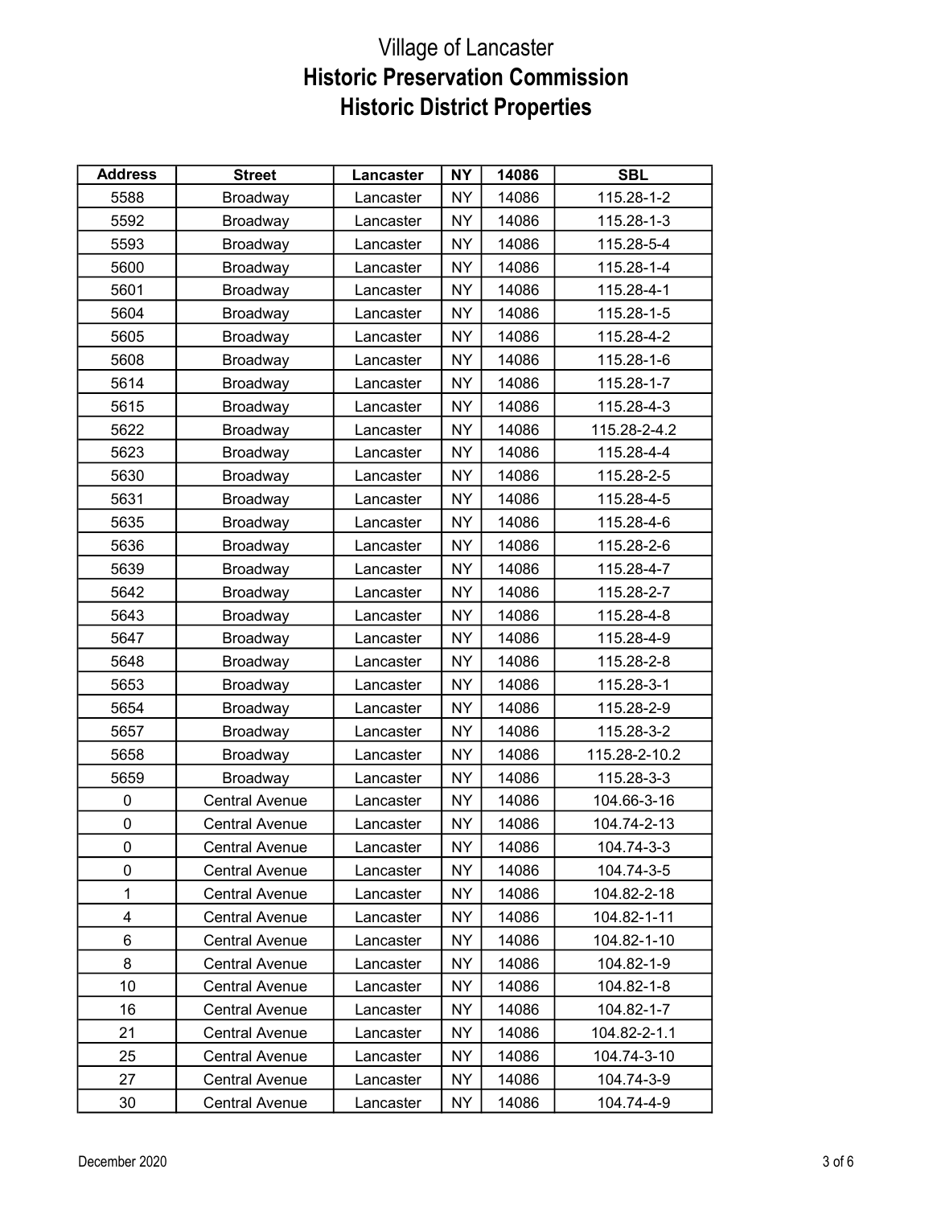# Village of Lancaster
## Historic Preservation Commission
## Historic District Properties

| Address | Street | Lancaster | NY | 14086 | SBL |
|---|---|---|---|---|---|
| 5588 | Broadway | Lancaster | NY | 14086 | 115.28-1-2 |
| 5592 | Broadway | Lancaster | NY | 14086 | 115.28-1-3 |
| 5593 | Broadway | Lancaster | NY | 14086 | 115.28-5-4 |
| 5600 | Broadway | Lancaster | NY | 14086 | 115.28-1-4 |
| 5601 | Broadway | Lancaster | NY | 14086 | 115.28-4-1 |
| 5604 | Broadway | Lancaster | NY | 14086 | 115.28-1-5 |
| 5605 | Broadway | Lancaster | NY | 14086 | 115.28-4-2 |
| 5608 | Broadway | Lancaster | NY | 14086 | 115.28-1-6 |
| 5614 | Broadway | Lancaster | NY | 14086 | 115.28-1-7 |
| 5615 | Broadway | Lancaster | NY | 14086 | 115.28-4-3 |
| 5622 | Broadway | Lancaster | NY | 14086 | 115.28-2-4.2 |
| 5623 | Broadway | Lancaster | NY | 14086 | 115.28-4-4 |
| 5630 | Broadway | Lancaster | NY | 14086 | 115.28-2-5 |
| 5631 | Broadway | Lancaster | NY | 14086 | 115.28-4-5 |
| 5635 | Broadway | Lancaster | NY | 14086 | 115.28-4-6 |
| 5636 | Broadway | Lancaster | NY | 14086 | 115.28-2-6 |
| 5639 | Broadway | Lancaster | NY | 14086 | 115.28-4-7 |
| 5642 | Broadway | Lancaster | NY | 14086 | 115.28-2-7 |
| 5643 | Broadway | Lancaster | NY | 14086 | 115.28-4-8 |
| 5647 | Broadway | Lancaster | NY | 14086 | 115.28-4-9 |
| 5648 | Broadway | Lancaster | NY | 14086 | 115.28-2-8 |
| 5653 | Broadway | Lancaster | NY | 14086 | 115.28-3-1 |
| 5654 | Broadway | Lancaster | NY | 14086 | 115.28-2-9 |
| 5657 | Broadway | Lancaster | NY | 14086 | 115.28-3-2 |
| 5658 | Broadway | Lancaster | NY | 14086 | 115.28-2-10.2 |
| 5659 | Broadway | Lancaster | NY | 14086 | 115.28-3-3 |
| 0 | Central Avenue | Lancaster | NY | 14086 | 104.66-3-16 |
| 0 | Central Avenue | Lancaster | NY | 14086 | 104.74-2-13 |
| 0 | Central Avenue | Lancaster | NY | 14086 | 104.74-3-3 |
| 0 | Central Avenue | Lancaster | NY | 14086 | 104.74-3-5 |
| 1 | Central Avenue | Lancaster | NY | 14086 | 104.82-2-18 |
| 4 | Central Avenue | Lancaster | NY | 14086 | 104.82-1-11 |
| 6 | Central Avenue | Lancaster | NY | 14086 | 104.82-1-10 |
| 8 | Central Avenue | Lancaster | NY | 14086 | 104.82-1-9 |
| 10 | Central Avenue | Lancaster | NY | 14086 | 104.82-1-8 |
| 16 | Central Avenue | Lancaster | NY | 14086 | 104.82-1-7 |
| 21 | Central Avenue | Lancaster | NY | 14086 | 104.82-2-1.1 |
| 25 | Central Avenue | Lancaster | NY | 14086 | 104.74-3-10 |
| 27 | Central Avenue | Lancaster | NY | 14086 | 104.74-3-9 |
| 30 | Central Avenue | Lancaster | NY | 14086 | 104.74-4-9 |

December 2020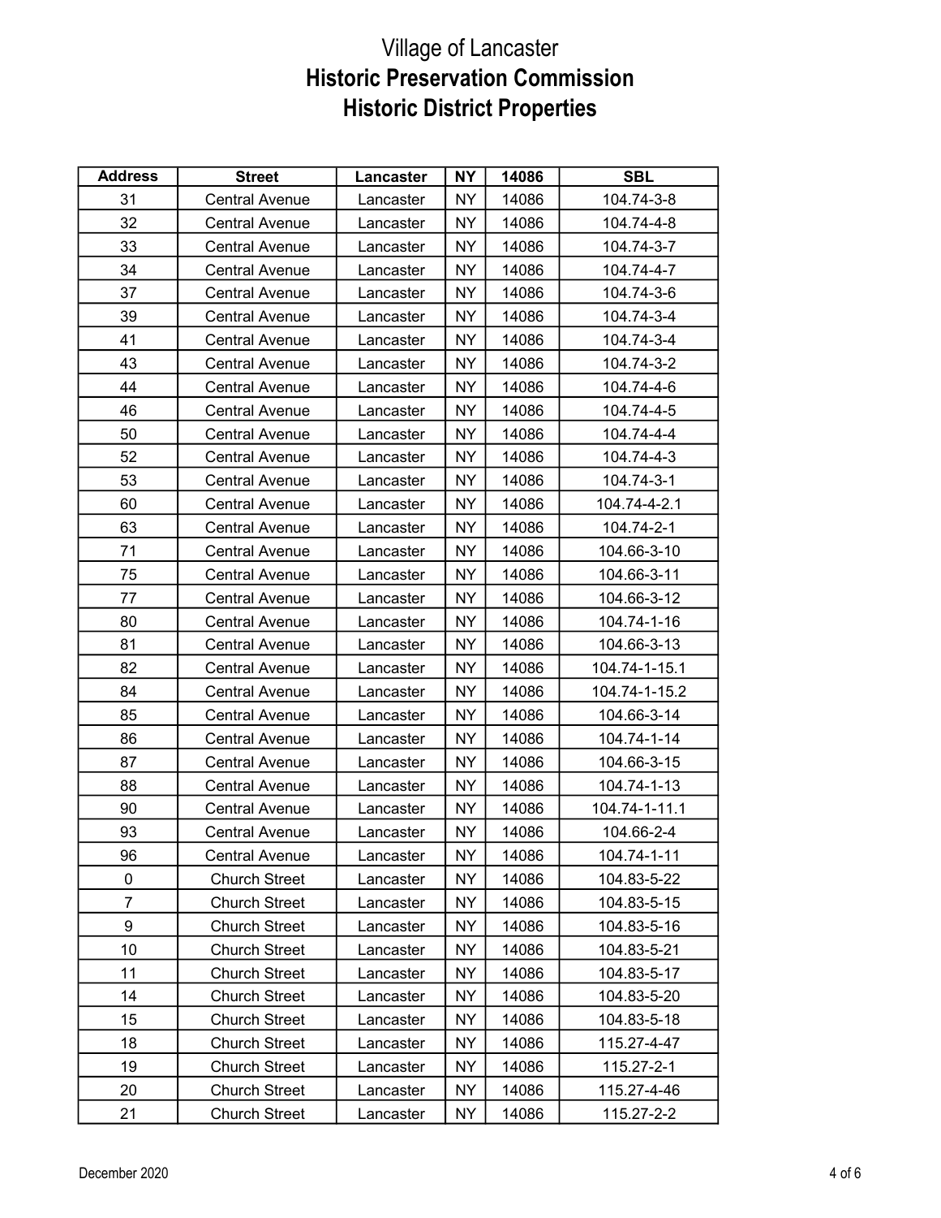# Village of Lancaster

## Historic Preservation Commission

## Historic District Properties

| Address | Street | Lancaster | NY | 14086 | SBL |
|---|---|---|---|---|---|
| 31 | Central Avenue | Lancaster | NY | 14086 | 104.74-3-8 |
| 32 | Central Avenue | Lancaster | NY | 14086 | 104.74-4-8 |
| 33 | Central Avenue | Lancaster | NY | 14086 | 104.74-3-7 |
| 34 | Central Avenue | Lancaster | NY | 14086 | 104.74-4-7 |
| 37 | Central Avenue | Lancaster | NY | 14086 | 104.74-3-6 |
| 39 | Central Avenue | Lancaster | NY | 14086 | 104.74-3-4 |
| 41 | Central Avenue | Lancaster | NY | 14086 | 104.74-3-4 |
| 43 | Central Avenue | Lancaster | NY | 14086 | 104.74-3-2 |
| 44 | Central Avenue | Lancaster | NY | 14086 | 104.74-4-6 |
| 46 | Central Avenue | Lancaster | NY | 14086 | 104.74-4-5 |
| 50 | Central Avenue | Lancaster | NY | 14086 | 104.74-4-4 |
| 52 | Central Avenue | Lancaster | NY | 14086 | 104.74-4-3 |
| 53 | Central Avenue | Lancaster | NY | 14086 | 104.74-3-1 |
| 60 | Central Avenue | Lancaster | NY | 14086 | 104.74-4-2.1 |
| 63 | Central Avenue | Lancaster | NY | 14086 | 104.74-2-1 |
| 71 | Central Avenue | Lancaster | NY | 14086 | 104.66-3-10 |
| 75 | Central Avenue | Lancaster | NY | 14086 | 104.66-3-11 |
| 77 | Central Avenue | Lancaster | NY | 14086 | 104.66-3-12 |
| 80 | Central Avenue | Lancaster | NY | 14086 | 104.74-1-16 |
| 81 | Central Avenue | Lancaster | NY | 14086 | 104.66-3-13 |
| 82 | Central Avenue | Lancaster | NY | 14086 | 104.74-1-15.1 |
| 84 | Central Avenue | Lancaster | NY | 14086 | 104.74-1-15.2 |
| 85 | Central Avenue | Lancaster | NY | 14086 | 104.66-3-14 |
| 86 | Central Avenue | Lancaster | NY | 14086 | 104.74-1-14 |
| 87 | Central Avenue | Lancaster | NY | 14086 | 104.66-3-15 |
| 88 | Central Avenue | Lancaster | NY | 14086 | 104.74-1-13 |
| 90 | Central Avenue | Lancaster | NY | 14086 | 104.74-1-11.1 |
| 93 | Central Avenue | Lancaster | NY | 14086 | 104.66-2-4 |
| 96 | Central Avenue | Lancaster | NY | 14086 | 104.74-1-11 |
| 0 | Church Street | Lancaster | NY | 14086 | 104.83-5-22 |
| 7 | Church Street | Lancaster | NY | 14086 | 104.83-5-15 |
| 9 | Church Street | Lancaster | NY | 14086 | 104.83-5-16 |
| 10 | Church Street | Lancaster | NY | 14086 | 104.83-5-21 |
| 11 | Church Street | Lancaster | NY | 14086 | 104.83-5-17 |
| 14 | Church Street | Lancaster | NY | 14086 | 104.83-5-20 |
| 15 | Church Street | Lancaster | NY | 14086 | 104.83-5-18 |
| 18 | Church Street | Lancaster | NY | 14086 | 115.27-4-47 |
| 19 | Church Street | Lancaster | NY | 14086 | 115.27-2-1 |
| 20 | Church Street | Lancaster | NY | 14086 | 115.27-4-46 |
| 21 | Church Street | Lancaster | NY | 14086 | 115.27-2-2 |

December 2020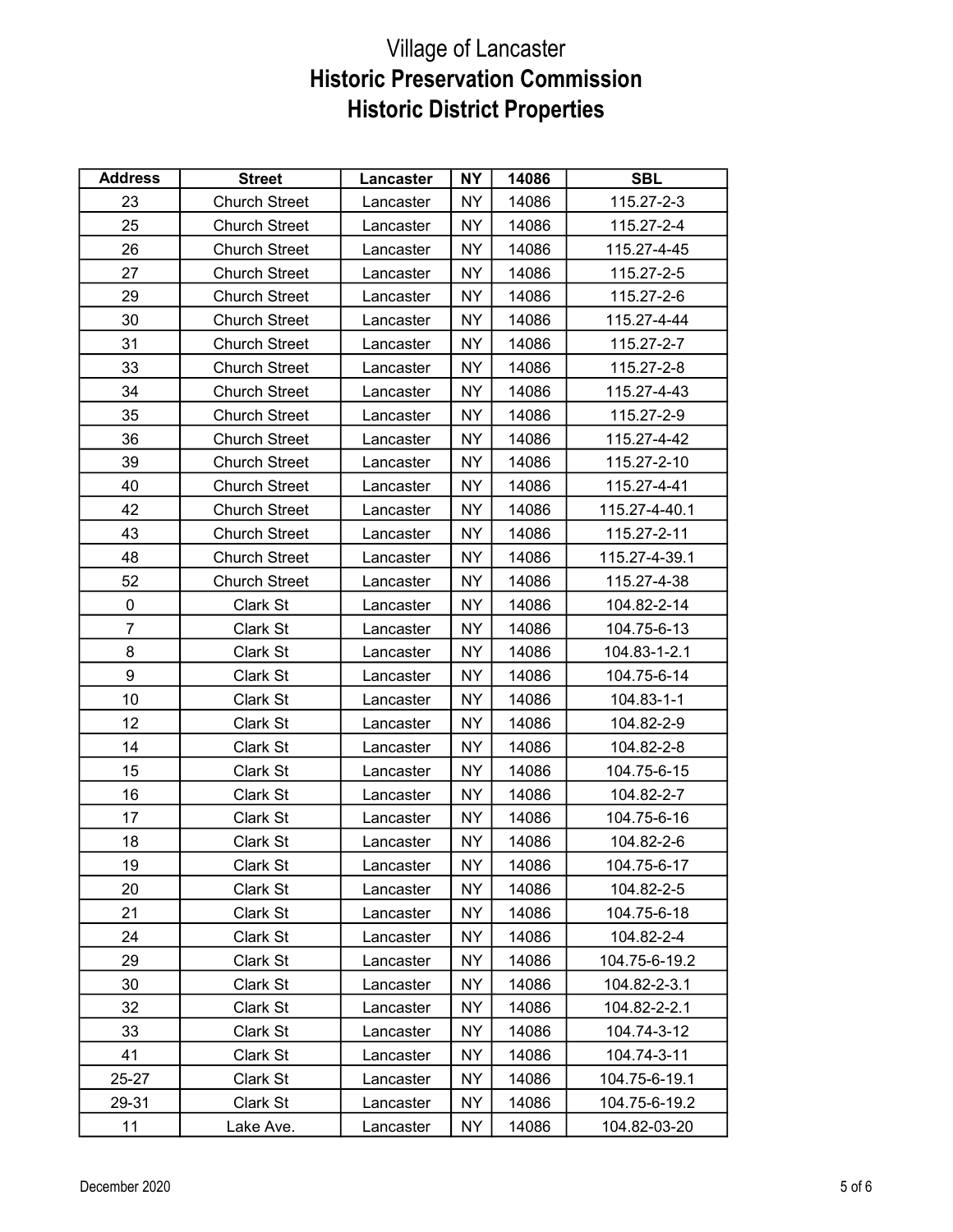# Village of Lancaster
## Historic Preservation Commission
## Historic District Properties

| Address | Street | Lancaster | NY | 14086 | SBL |
|---|---|---|---|---|---|
| 23 | Church Street | Lancaster | NY | 14086 | 115.27-2-3 |
| 25 | Church Street | Lancaster | NY | 14086 | 115.27-2-4 |
| 26 | Church Street | Lancaster | NY | 14086 | 115.27-4-45 |
| 27 | Church Street | Lancaster | NY | 14086 | 115.27-2-5 |
| 29 | Church Street | Lancaster | NY | 14086 | 115.27-2-6 |
| 30 | Church Street | Lancaster | NY | 14086 | 115.27-4-44 |
| 31 | Church Street | Lancaster | NY | 14086 | 115.27-2-7 |
| 33 | Church Street | Lancaster | NY | 14086 | 115.27-2-8 |
| 34 | Church Street | Lancaster | NY | 14086 | 115.27-4-43 |
| 35 | Church Street | Lancaster | NY | 14086 | 115.27-2-9 |
| 36 | Church Street | Lancaster | NY | 14086 | 115.27-4-42 |
| 39 | Church Street | Lancaster | NY | 14086 | 115.27-2-10 |
| 40 | Church Street | Lancaster | NY | 14086 | 115.27-4-41 |
| 42 | Church Street | Lancaster | NY | 14086 | 115.27-4-40.1 |
| 43 | Church Street | Lancaster | NY | 14086 | 115.27-2-11 |
| 48 | Church Street | Lancaster | NY | 14086 | 115.27-4-39.1 |
| 52 | Church Street | Lancaster | NY | 14086 | 115.27-4-38 |
| 0 | Clark St | Lancaster | NY | 14086 | 104.82-2-14 |
| 7 | Clark St | Lancaster | NY | 14086 | 104.75-6-13 |
| 8 | Clark St | Lancaster | NY | 14086 | 104.83-1-2.1 |
| 9 | Clark St | Lancaster | NY | 14086 | 104.75-6-14 |
| 10 | Clark St | Lancaster | NY | 14086 | 104.83-1-1 |
| 12 | Clark St | Lancaster | NY | 14086 | 104.82-2-9 |
| 14 | Clark St | Lancaster | NY | 14086 | 104.82-2-8 |
| 15 | Clark St | Lancaster | NY | 14086 | 104.75-6-15 |
| 16 | Clark St | Lancaster | NY | 14086 | 104.82-2-7 |
| 17 | Clark St | Lancaster | NY | 14086 | 104.75-6-16 |
| 18 | Clark St | Lancaster | NY | 14086 | 104.82-2-6 |
| 19 | Clark St | Lancaster | NY | 14086 | 104.75-6-17 |
| 20 | Clark St | Lancaster | NY | 14086 | 104.82-2-5 |
| 21 | Clark St | Lancaster | NY | 14086 | 104.75-6-18 |
| 24 | Clark St | Lancaster | NY | 14086 | 104.82-2-4 |
| 29 | Clark St | Lancaster | NY | 14086 | 104.75-6-19.2 |
| 30 | Clark St | Lancaster | NY | 14086 | 104.82-2-3.1 |
| 32 | Clark St | Lancaster | NY | 14086 | 104.82-2-2.1 |
| 33 | Clark St | Lancaster | NY | 14086 | 104.74-3-12 |
| 41 | Clark St | Lancaster | NY | 14086 | 104.74-3-11 |
| 25-27 | Clark St | Lancaster | NY | 14086 | 104.75-6-19.1 |
| 29-31 | Clark St | Lancaster | NY | 14086 | 104.75-6-19.2 |
| 11 | Lake Ave. | Lancaster | NY | 14086 | 104.82-03-20 |

December 2020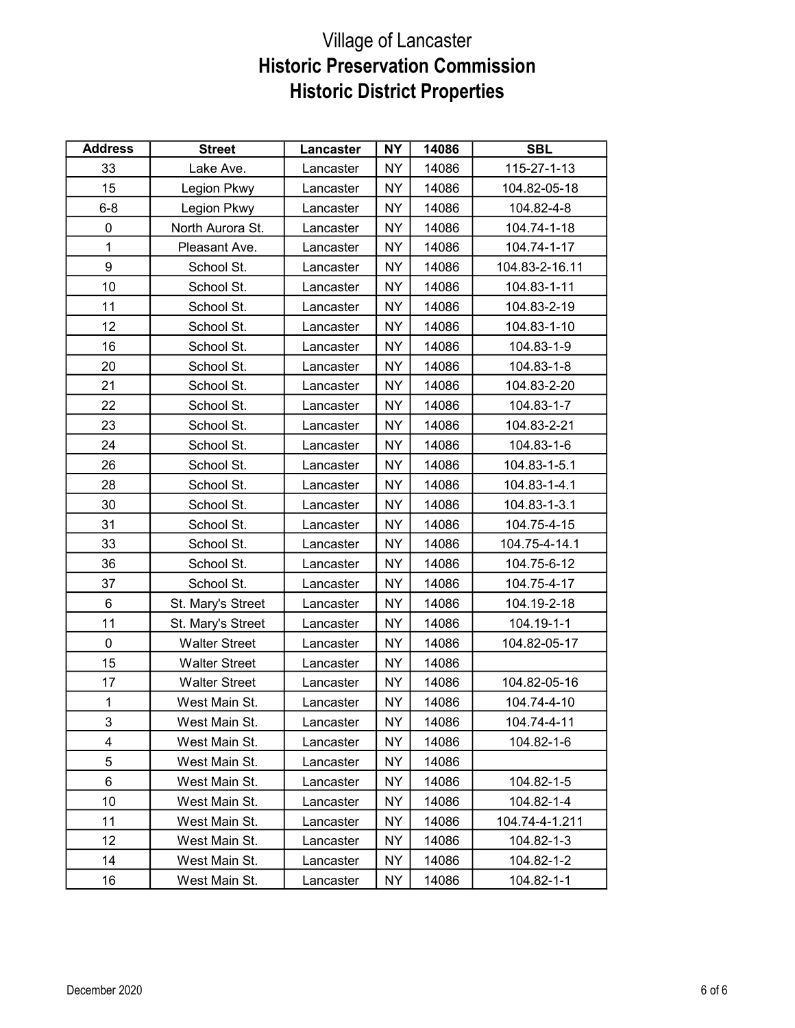# Village of Lancaster
## Historic Preservation Commission
## Historic District Properties

| Address | Street | Lancaster | NY | 14086 | SBL |
|---|---|---|---|---|---|
| 33 | Lake Ave. | Lancaster | NY | 14086 | 115-27-1-13 |
| 15 | Legion Pkwy | Lancaster | NY | 14086 | 104.82-05-18 |
| 6-8 | Legion Pkwy | Lancaster | NY | 14086 | 104.82-4-8 |
| 0 | North Aurora St. | Lancaster | NY | 14086 | 104.74-1-18 |
| 1 | Pleasant Ave. | Lancaster | NY | 14086 | 104.74-1-17 |
| 9 | School St. | Lancaster | NY | 14086 | 104.83-2-16.11 |
| 10 | School St. | Lancaster | NY | 14086 | 104.83-1-11 |
| 11 | School St. | Lancaster | NY | 14086 | 104.83-2-19 |
| 12 | School St. | Lancaster | NY | 14086 | 104.83-1-10 |
| 16 | School St. | Lancaster | NY | 14086 | 104.83-1-9 |
| 20 | School St. | Lancaster | NY | 14086 | 104.83-1-8 |
| 21 | School St. | Lancaster | NY | 14086 | 104.83-2-20 |
| 22 | School St. | Lancaster | NY | 14086 | 104.83-1-7 |
| 23 | School St. | Lancaster | NY | 14086 | 104.83-2-21 |
| 24 | School St. | Lancaster | NY | 14086 | 104.83-1-6 |
| 26 | School St. | Lancaster | NY | 14086 | 104.83-1-5.1 |
| 28 | School St. | Lancaster | NY | 14086 | 104.83-1-4.1 |
| 30 | School St. | Lancaster | NY | 14086 | 104.83-1-3.1 |
| 31 | School St. | Lancaster | NY | 14086 | 104.75-4-15 |
| 33 | School St. | Lancaster | NY | 14086 | 104.75-4-14.1 |
| 36 | School St. | Lancaster | NY | 14086 | 104.75-6-12 |
| 37 | School St. | Lancaster | NY | 14086 | 104.75-4-17 |
| 6 | St. Mary's Street | Lancaster | NY | 14086 | 104.19-2-18 |
| 11 | St. Mary's Street | Lancaster | NY | 14086 | 104.19-1-1 |
| 0 | Walter Street | Lancaster | NY | 14086 | 104.82-05-17 |
| 15 | Walter Street | Lancaster | NY | 14086 | |
| 17 | Walter Street | Lancaster | NY | 14086 | 104.82-05-16 |
| 1 | West Main St. | Lancaster | NY | 14086 | 104.74-4-10 |
| 3 | West Main St. | Lancaster | NY | 14086 | 104.74-4-11 |
| 4 | West Main St. | Lancaster | NY | 14086 | 104.82-1-6 |
| 5 | West Main St. | Lancaster | NY | 14086 | |
| 6 | West Main St. | Lancaster | NY | 14086 | 104.82-1-5 |
| 10 | West Main St. | Lancaster | NY | 14086 | 104.82-1-4 |
| 11 | West Main St. | Lancaster | NY | 14086 | 104.74-4-1.211 |
| 12 | West Main St. | Lancaster | NY | 14086 | 104.82-1-3 |
| 14 | West Main St. | Lancaster | NY | 14086 | 104.82-1-2 |
| 16 | West Main St. | Lancaster | NY | 14086 | 104.82-1-1 |

December 2020